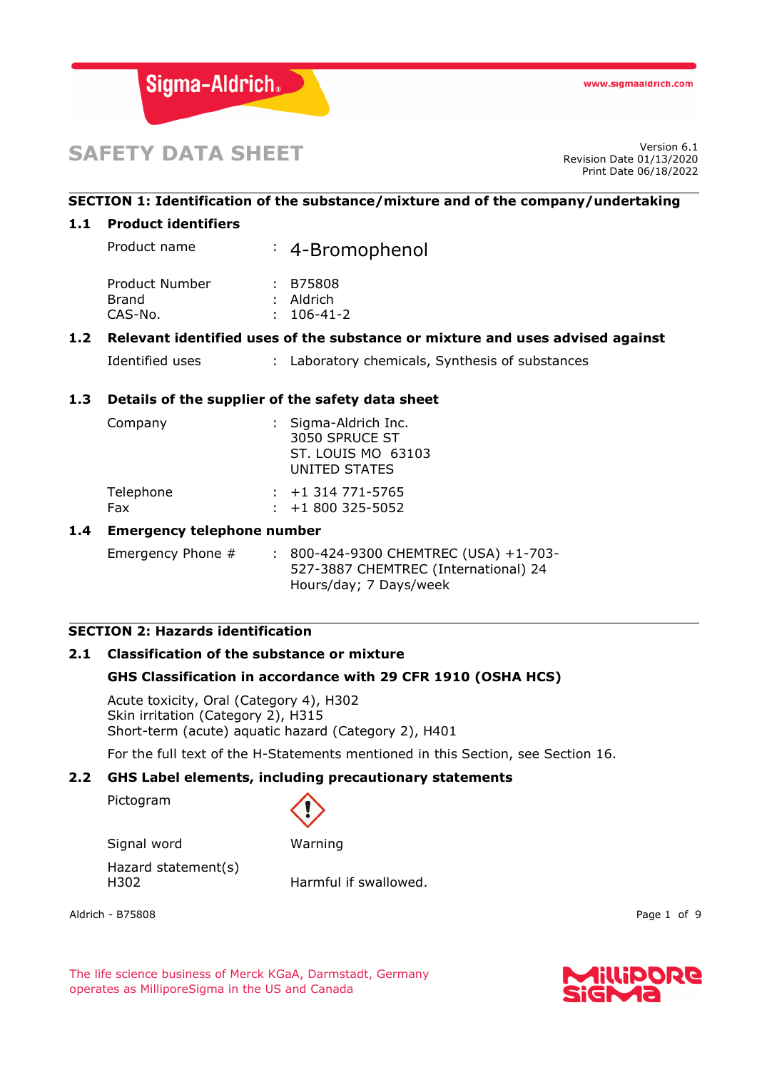# SAFETY DATA SHEET

Version 6.1
Revision Date 01/13/2020
Print Date 06/18/2022

## SECTION 1: Identification of the substance/mixture and of the company/undertaking

### 1.1 Product identifiers

| | | |
|---|---|---|
| Product name | : | 4-Bromophenol |
| Product Number | : | B75808 |
| Brand | : | Aldrich |
| CAS-No. | : | 106-41-2 |

### 1.2 Relevant identified uses of the substance or mixture and uses advised against

| | | |
|---|---|---|
| Identified uses | : | Laboratory chemicals, Synthesis of substances |

### 1.3 Details of the supplier of the safety data sheet

| | | |
|---|---|---|
| Company | : | Sigma-Aldrich Inc.<br>3050 SPRUCE ST<br>ST. LOUIS MO 63103<br>UNITED STATES |
| Telephone | : | +1 314 771-5765 |
| Fax | : | +1 800 325-5052 |

### 1.4 Emergency telephone number

| | | |
|---|---|---|
| Emergency Phone # | : | 800-424-9300 CHEMTREC (USA) +1-703-527-3887 CHEMTREC (International) 24 Hours/day; 7 Days/week |

## SECTION 2: Hazards identification

### 2.1 Classification of the substance or mixture

**GHS Classification in accordance with 29 CFR 1910 (OSHA HCS)**

Acute toxicity, Oral (Category 4), H302
Skin irritation (Category 2), H315
Short-term (acute) aquatic hazard (Category 2), H401

For the full text of the H-Statements mentioned in this Section, see Section 16.

### 2.2 GHS Label elements, including precautionary statements

Pictogram

Signal word: Warning

Hazard statement(s)

H302 Harmful if swallowed.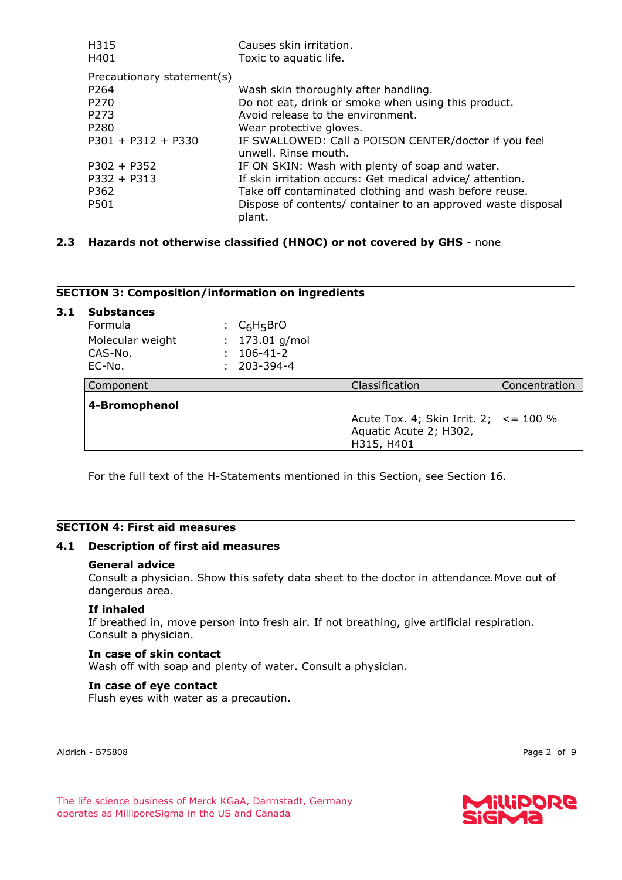| | |
|---|---|
| H315 | Causes skin irritation. |
| H401 | Toxic to aquatic life. |

Precautionary statement(s)

| | |
|---|---|
| P264 | Wash skin thoroughly after handling. |
| P270 | Do not eat, drink or smoke when using this product. |
| P273 | Avoid release to the environment. |
| P280 | Wear protective gloves. |
| P301 + P312 + P330 | IF SWALLOWED: Call a POISON CENTER/doctor if you feel unwell. Rinse mouth. |
| P302 + P352 | IF ON SKIN: Wash with plenty of soap and water. |
| P332 + P313 | If skin irritation occurs: Get medical advice/ attention. |
| P362 | Take off contaminated clothing and wash before reuse. |
| P501 | Dispose of contents/ container to an approved waste disposal plant. |

### 2.3 Hazards not otherwise classified (HNOC) or not covered by GHS - none

## SECTION 3: Composition/information on ingredients

### 3.1 Substances

| | |
|---|---|
| Formula | : $C_6H_5BrO$ |
| Molecular weight | : 173.01 g/mol |
| CAS-No. | : 106-41-2 |
| EC-No. | : 203-394-4 |

| Component | Classification | Concentration |
|---|---|---|
| **4-Bromophenol** | | |
| | Acute Tox. 4; Skin Irrit. 2; Aquatic Acute 2; H302, H315, H401 | <= 100 % |

For the full text of the H-Statements mentioned in this Section, see Section 16.

## SECTION 4: First aid measures

### 4.1 Description of first aid measures

**General advice**
Consult a physician. Show this safety data sheet to the doctor in attendance.Move out of dangerous area.

**If inhaled**
If breathed in, move person into fresh air. If not breathing, give artificial respiration. Consult a physician.

**In case of skin contact**
Wash off with soap and plenty of water. Consult a physician.

**In case of eye contact**
Flush eyes with water as a precaution.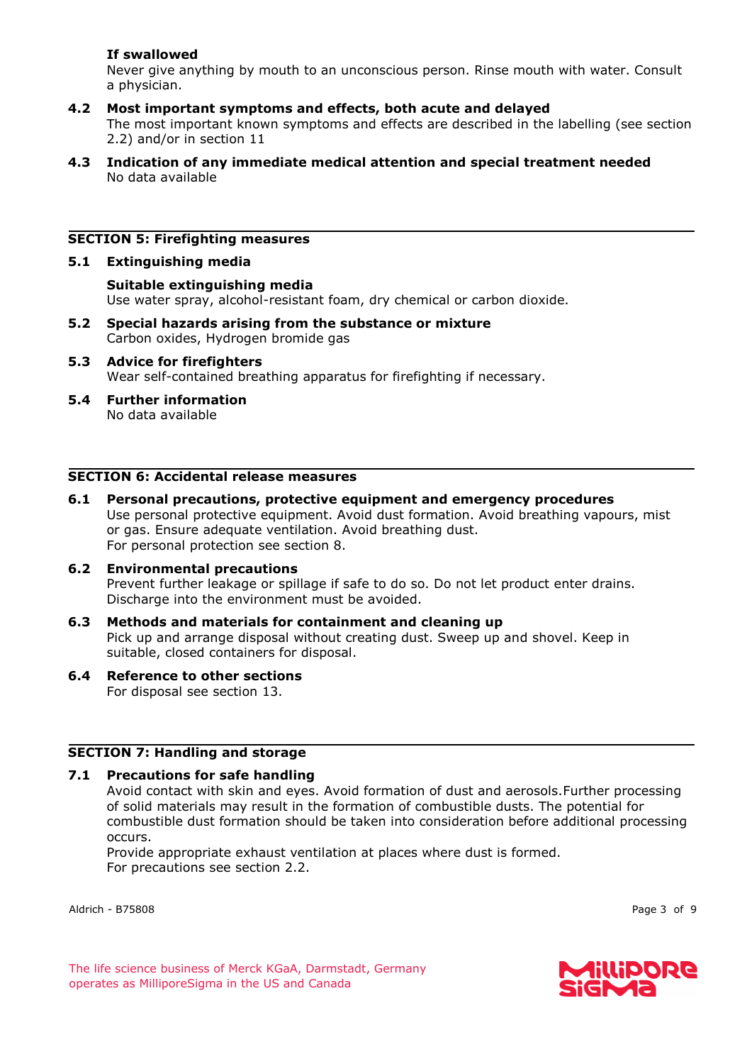**If swallowed**

Never give anything by mouth to an unconscious person. Rinse mouth with water. Consult a physician.

**4.2 Most important symptoms and effects, both acute and delayed**

The most important known symptoms and effects are described in the labelling (see section 2.2) and/or in section 11

**4.3 Indication of any immediate medical attention and special treatment needed**

No data available

## SECTION 5: Firefighting measures

**5.1 Extinguishing media**

**Suitable extinguishing media**

Use water spray, alcohol-resistant foam, dry chemical or carbon dioxide.

**5.2 Special hazards arising from the substance or mixture**

Carbon oxides, Hydrogen bromide gas

**5.3 Advice for firefighters**

Wear self-contained breathing apparatus for firefighting if necessary.

**5.4 Further information**

No data available

## SECTION 6: Accidental release measures

**6.1 Personal precautions, protective equipment and emergency procedures**

Use personal protective equipment. Avoid dust formation. Avoid breathing vapours, mist or gas. Ensure adequate ventilation. Avoid breathing dust.
For personal protection see section 8.

**6.2 Environmental precautions**

Prevent further leakage or spillage if safe to do so. Do not let product enter drains. Discharge into the environment must be avoided.

**6.3 Methods and materials for containment and cleaning up**

Pick up and arrange disposal without creating dust. Sweep up and shovel. Keep in suitable, closed containers for disposal.

**6.4 Reference to other sections**

For disposal see section 13.

## SECTION 7: Handling and storage

**7.1 Precautions for safe handling**

Avoid contact with skin and eyes. Avoid formation of dust and aerosols.Further processing of solid materials may result in the formation of combustible dusts. The potential for combustible dust formation should be taken into consideration before additional processing occurs.
Provide appropriate exhaust ventilation at places where dust is formed.
For precautions see section 2.2.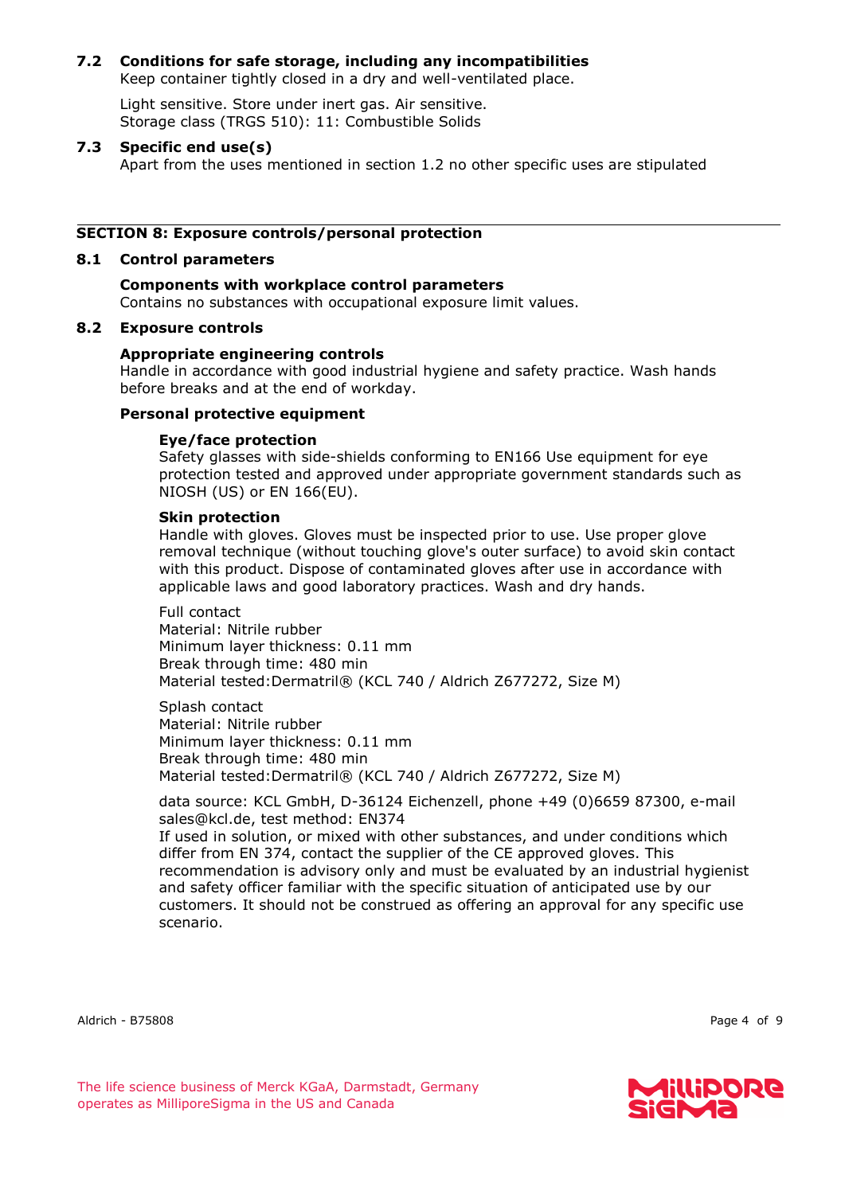### 7.2 Conditions for safe storage, including any incompatibilities

Keep container tightly closed in a dry and well-ventilated place.

Light sensitive. Store under inert gas. Air sensitive.
Storage class (TRGS 510): 11: Combustible Solids

### 7.3 Specific end use(s)

Apart from the uses mentioned in section 1.2 no other specific uses are stipulated

## SECTION 8: Exposure controls/personal protection

### 8.1 Control parameters

**Components with workplace control parameters**
Contains no substances with occupational exposure limit values.

### 8.2 Exposure controls

**Appropriate engineering controls**
Handle in accordance with good industrial hygiene and safety practice. Wash hands before breaks and at the end of workday.

**Personal protective equipment**

**Eye/face protection**
Safety glasses with side-shields conforming to EN166 Use equipment for eye protection tested and approved under appropriate government standards such as NIOSH (US) or EN 166(EU).

**Skin protection**
Handle with gloves. Gloves must be inspected prior to use. Use proper glove removal technique (without touching glove's outer surface) to avoid skin contact with this product. Dispose of contaminated gloves after use in accordance with applicable laws and good laboratory practices. Wash and dry hands.

Full contact
Material: Nitrile rubber
Minimum layer thickness: 0.11 mm
Break through time: 480 min
Material tested:Dermatril® (KCL 740 / Aldrich Z677272, Size M)

Splash contact
Material: Nitrile rubber
Minimum layer thickness: 0.11 mm
Break through time: 480 min
Material tested:Dermatril® (KCL 740 / Aldrich Z677272, Size M)

data source: KCL GmbH, D-36124 Eichenzell, phone +49 (0)6659 87300, e-mail sales@kcl.de, test method: EN374
If used in solution, or mixed with other substances, and under conditions which differ from EN 374, contact the supplier of the CE approved gloves. This recommendation is advisory only and must be evaluated by an industrial hygienist and safety officer familiar with the specific situation of anticipated use by our customers. It should not be construed as offering an approval for any specific use scenario.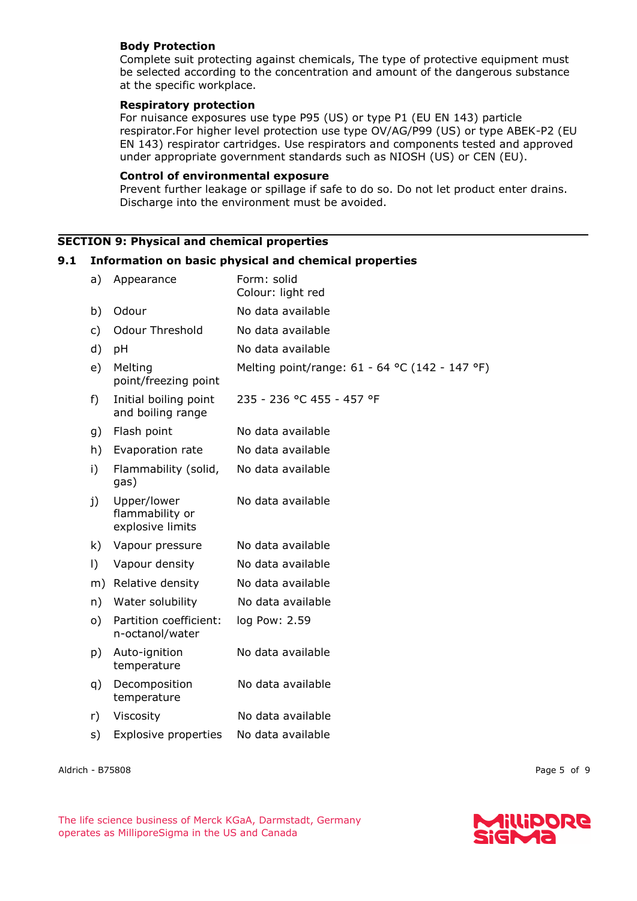**Body Protection**

Complete suit protecting against chemicals, The type of protective equipment must be selected according to the concentration and amount of the dangerous substance at the specific workplace.

**Respiratory protection**

For nuisance exposures use type P95 (US) or type P1 (EU EN 143) particle respirator.For higher level protection use type OV/AG/P99 (US) or type ABEK-P2 (EU EN 143) respirator cartridges. Use respirators and components tested and approved under appropriate government standards such as NIOSH (US) or CEN (EU).

**Control of environmental exposure**

Prevent further leakage or spillage if safe to do so. Do not let product enter drains. Discharge into the environment must be avoided.

## SECTION 9: Physical and chemical properties

### 9.1 Information on basic physical and chemical properties

| | | |
|---|---|---|
| a) | Appearance | Form: solid<br>Colour: light red |
| b) | Odour | No data available |
| c) | Odour Threshold | No data available |
| d) | pH | No data available |
| e) | Melting point/freezing point | Melting point/range: 61 - 64 °C (142 - 147 °F) |
| f) | Initial boiling point and boiling range | 235 - 236 °C 455 - 457 °F |
| g) | Flash point | No data available |
| h) | Evaporation rate | No data available |
| i) | Flammability (solid, gas) | No data available |
| j) | Upper/lower flammability or explosive limits | No data available |
| k) | Vapour pressure | No data available |
| l) | Vapour density | No data available |
| m) | Relative density | No data available |
| n) | Water solubility | No data available |
| o) | Partition coefficient: n-octanol/water | log Pow: 2.59 |
| p) | Auto-ignition temperature | No data available |
| q) | Decomposition temperature | No data available |
| r) | Viscosity | No data available |
| s) | Explosive properties | No data available |

Aldrich - B75808

The life science business of Merck KGaA, Darmstadt, Germany operates as MilliporeSigma in the US and Canada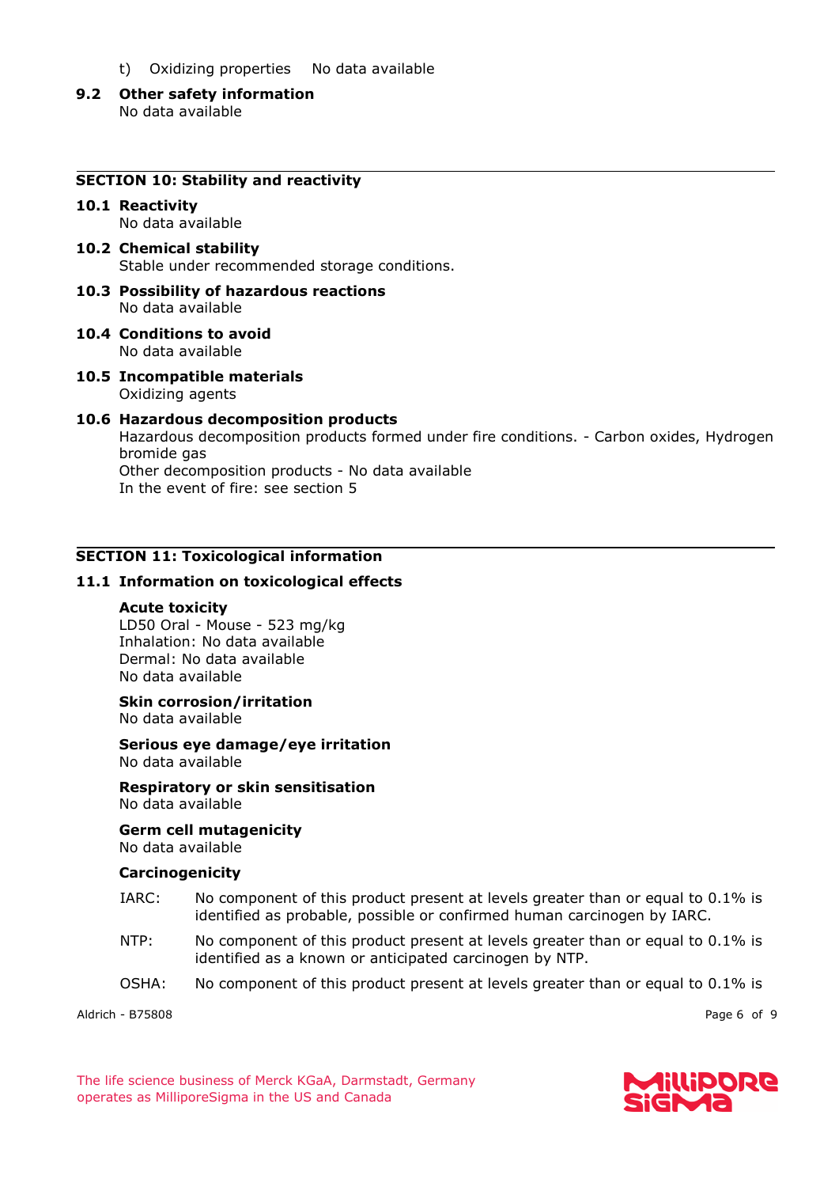t) Oxidizing properties No data available

**9.2 Other safety information**

No data available

## SECTION 10: Stability and reactivity

**10.1 Reactivity**

No data available

**10.2 Chemical stability**

Stable under recommended storage conditions.

**10.3 Possibility of hazardous reactions**

No data available

**10.4 Conditions to avoid**

No data available

**10.5 Incompatible materials**

Oxidizing agents

**10.6 Hazardous decomposition products**

Hazardous decomposition products formed under fire conditions. - Carbon oxides, Hydrogen bromide gas

Other decomposition products - No data available

In the event of fire: see section 5

## SECTION 11: Toxicological information

**11.1 Information on toxicological effects**

**Acute toxicity**

LD50 Oral - Mouse - 523 mg/kg

Inhalation: No data available

Dermal: No data available

No data available

**Skin corrosion/irritation**

No data available

**Serious eye damage/eye irritation**

No data available

**Respiratory or skin sensitisation**

No data available

**Germ cell mutagenicity**

No data available

**Carcinogenicity**

IARC: No component of this product present at levels greater than or equal to 0.1% is identified as probable, possible or confirmed human carcinogen by IARC.

NTP: No component of this product present at levels greater than or equal to 0.1% is identified as a known or anticipated carcinogen by NTP.

OSHA: No component of this product present at levels greater than or equal to 0.1% is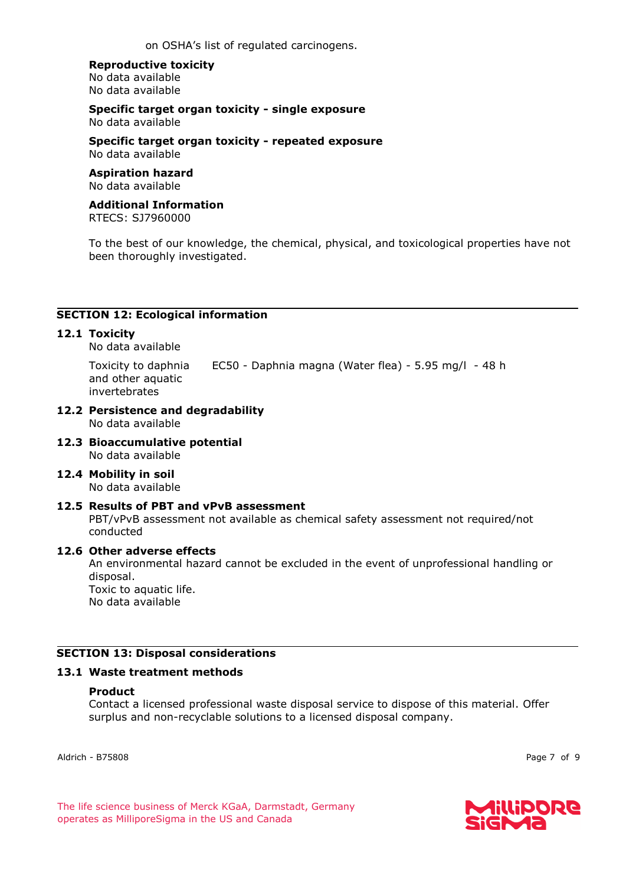on OSHA's list of regulated carcinogens.

**Reproductive toxicity**
No data available
No data available

**Specific target organ toxicity - single exposure**
No data available

**Specific target organ toxicity - repeated exposure**
No data available

**Aspiration hazard**
No data available

**Additional Information**
RTECS: SJ7960000

To the best of our knowledge, the chemical, physical, and toxicological properties have not been thoroughly investigated.

## SECTION 12: Ecological information

### 12.1 Toxicity
No data available

| Toxicity to daphnia and other aquatic invertebrates | EC50 - Daphnia magna (Water flea) - 5.95 mg/l - 48 h |
|---|---|

### 12.2 Persistence and degradability
No data available

### 12.3 Bioaccumulative potential
No data available

### 12.4 Mobility in soil
No data available

### 12.5 Results of PBT and vPvB assessment
PBT/vPvB assessment not available as chemical safety assessment not required/not conducted

### 12.6 Other adverse effects
An environmental hazard cannot be excluded in the event of unprofessional handling or disposal.
Toxic to aquatic life.
No data available

## SECTION 13: Disposal considerations

### 13.1 Waste treatment methods

**Product**
Contact a licensed professional waste disposal service to dispose of this material. Offer surplus and non-recyclable solutions to a licensed disposal company.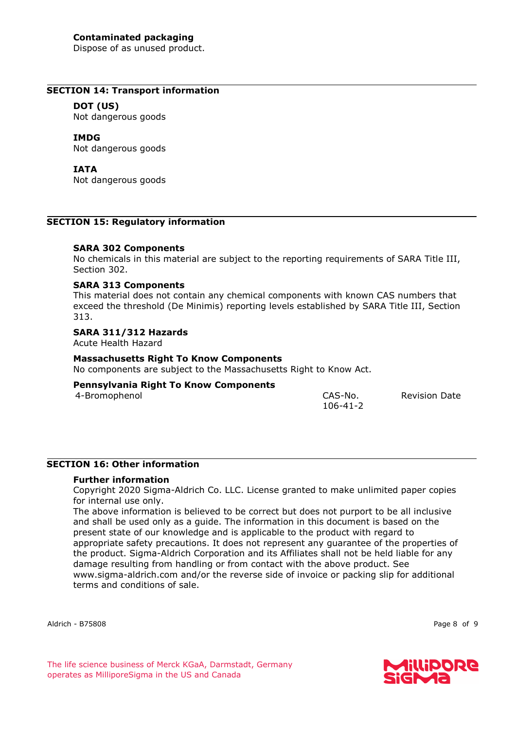**Contaminated packaging**
Dispose of as unused product.

## SECTION 14: Transport information

**DOT (US)**
Not dangerous goods

**IMDG**
Not dangerous goods

**IATA**
Not dangerous goods

## SECTION 15: Regulatory information

**SARA 302 Components**
No chemicals in this material are subject to the reporting requirements of SARA Title III, Section 302.

**SARA 313 Components**
This material does not contain any chemical components with known CAS numbers that exceed the threshold (De Minimis) reporting levels established by SARA Title III, Section 313.

**SARA 311/312 Hazards**
Acute Health Hazard

**Massachusetts Right To Know Components**
No components are subject to the Massachusetts Right to Know Act.

**Pennsylvania Right To Know Components**

| | | |
|---|---|---|
| 4-Bromophenol | CAS-No.<br>106-41-2 | Revision Date |

## SECTION 16: Other information

**Further information**
Copyright 2020 Sigma-Aldrich Co. LLC. License granted to make unlimited paper copies for internal use only.
The above information is believed to be correct but does not purport to be all inclusive and shall be used only as a guide. The information in this document is based on the present state of our knowledge and is applicable to the product with regard to appropriate safety precautions. It does not represent any guarantee of the properties of the product. Sigma-Aldrich Corporation and its Affiliates shall not be held liable for any damage resulting from handling or from contact with the above product. See www.sigma-aldrich.com and/or the reverse side of invoice or packing slip for additional terms and conditions of sale.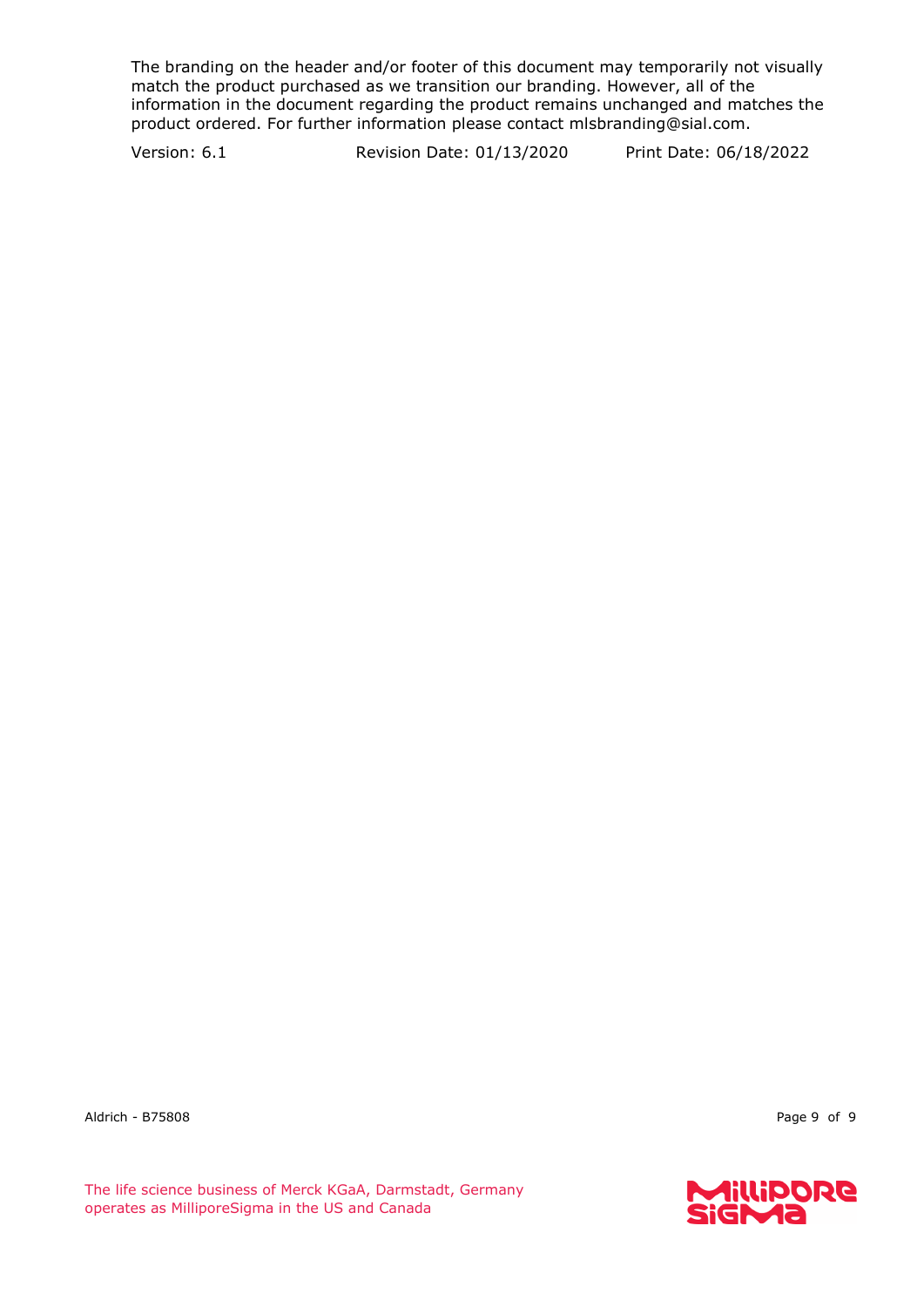The branding on the header and/or footer of this document may temporarily not visually match the product purchased as we transition our branding. However, all of the information in the document regarding the product remains unchanged and matches the product ordered. For further information please contact mlsbranding@sial.com.

Version: 6.1 Revision Date: 01/13/2020 Print Date: 06/18/2022